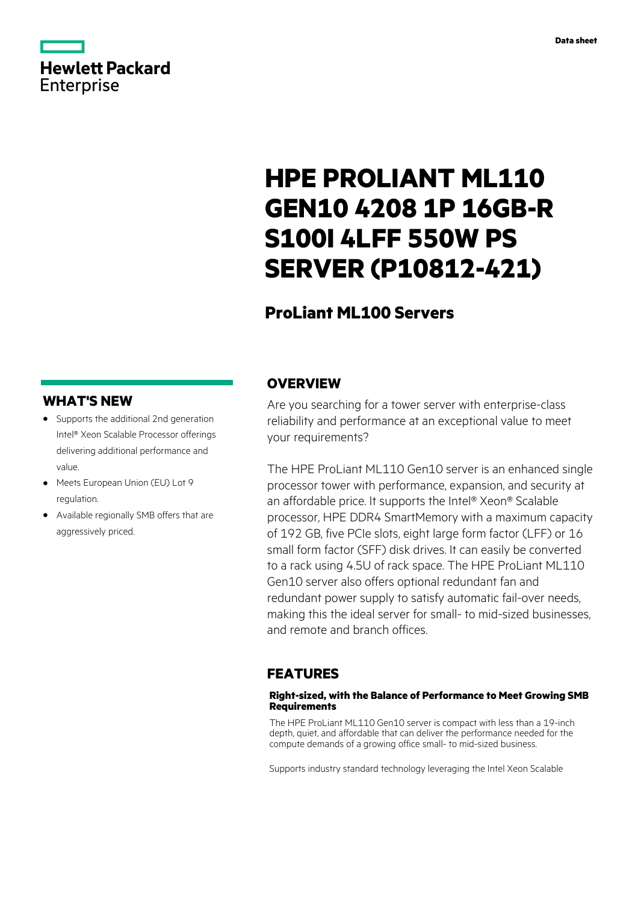Hewlett Packard Enterprise

Data sheet

# HPE PROLIANT ML110 GEN10 4208 1P 16GB-R S100I 4LFF 550W PS SERVER (P10812-421)

## ProLiant ML100 Servers

## WHAT'S NEW

- Supports the additional 2nd generation Intel® Xeon Scalable Processor offerings delivering additional performance and value.
- Meets European Union (EU) Lot 9 regulation.
- Available regionally SMB offers that are aggressively priced.

## OVERVIEW

Are you searching for a tower server with enterprise-class reliability and performance at an exceptional value to meet your requirements?

The HPE ProLiant ML110 Gen10 server is an enhanced single processor tower with performance, expansion, and security at an affordable price. It supports the Intel® Xeon® Scalable processor, HPE DDR4 SmartMemory with a maximum capacity of 192 GB, five PCIe slots, eight large form factor (LFF) or 16 small form factor (SFF) disk drives. It can easily be converted to a rack using 4.5U of rack space. The HPE ProLiant ML110 Gen10 server also offers optional redundant fan and redundant power supply to satisfy automatic fail-over needs, making this the ideal server for small- to mid-sized businesses, and remote and branch offices.

## FEATURES

### Right-sized, with the Balance of Performance to Meet Growing SMB Requirements

The HPE ProLiant ML110 Gen10 server is compact with less than a 19-inch depth, quiet, and affordable that can deliver the performance needed for the compute demands of a growing office small- to mid-sized business.

Supports industry standard technology leveraging the Intel Xeon Scalable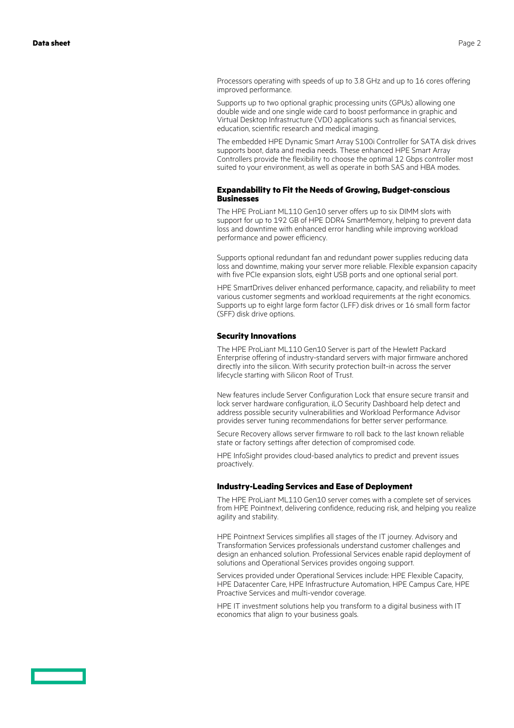Processors operating with speeds of up to 3.8 GHz and up to 16 cores offering improved performance.

Supports up to two optional graphic processing units (GPUs) allowing one double wide and one single wide card to boost performance in graphic and Virtual Desktop Infrastructure (VDI) applications such as financial services, education, scientific research and medical imaging.

The embedded HPE Dynamic Smart Array S100i Controller for SATA disk drives supports boot, data and media needs. These enhanced HPE Smart Array Controllers provide the flexibility to choose the optimal 12 Gbps controller most suited to your environment, as well as operate in both SAS and HBA modes.

### Expandability to Fit the Needs of Growing, Budget-conscious Businesses

The HPE ProLiant ML110 Gen10 server offers up to six DIMM slots with support for up to 192 GB of HPE DDR4 SmartMemory, helping to prevent data loss and downtime with enhanced error handling while improving workload performance and power efficiency.

Supports optional redundant fan and redundant power supplies reducing data loss and downtime, making your server more reliable. Flexible expansion capacity with five PCIe expansion slots, eight USB ports and one optional serial port.

HPE SmartDrives deliver enhanced performance, capacity, and reliability to meet various customer segments and workload requirements at the right economics. Supports up to eight large form factor (LFF) disk drives or 16 small form factor (SFF) disk drive options.

### Security Innovations

The HPE ProLiant ML110 Gen10 Server is part of the Hewlett Packard Enterprise offering of industry-standard servers with major firmware anchored directly into the silicon. With security protection built-in across the server lifecycle starting with Silicon Root of Trust.

New features include Server Configuration Lock that ensure secure transit and lock server hardware configuration, iLO Security Dashboard help detect and address possible security vulnerabilities and Workload Performance Advisor provides server tuning recommendations for better server performance.

Secure Recovery allows server firmware to roll back to the last known reliable state or factory settings after detection of compromised code.

HPE InfoSight provides cloud-based analytics to predict and prevent issues proactively.

### Industry-Leading Services and Ease of Deployment

The HPE ProLiant ML110 Gen10 server comes with a complete set of services from HPE Pointnext, delivering confidence, reducing risk, and helping you realize agility and stability.

HPE Pointnext Services simplifies all stages of the IT journey. Advisory and Transformation Services professionals understand customer challenges and design an enhanced solution. Professional Services enable rapid deployment of solutions and Operational Services provides ongoing support.

Services provided under Operational Services include: HPE Flexible Capacity, HPE Datacenter Care, HPE Infrastructure Automation, HPE Campus Care, HPE Proactive Services and multi-vendor coverage.

HPE IT investment solutions help you transform to a digital business with IT economics that align to your business goals.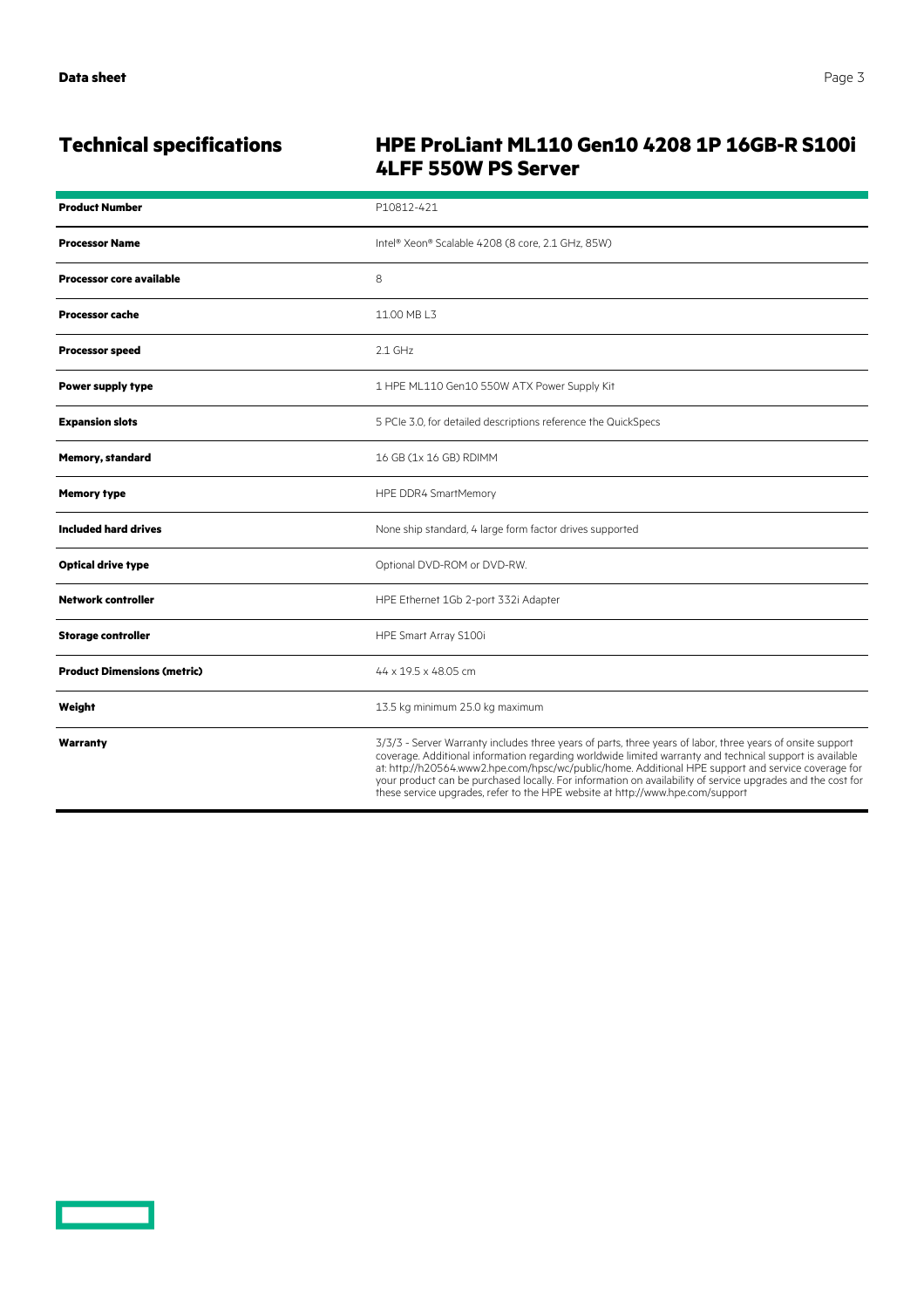## Technical specifications

### HPE ProLiant ML110 Gen10 4208 1P 16GB-R S100i 4LFF 550W PS Server

| | |
|---|---|
| **Product Number** | P10812-421 |
| **Processor Name** | Intel® Xeon® Scalable 4208 (8 core, 2.1 GHz, 85W) |
| **Processor core available** | 8 |
| **Processor cache** | 11.00 MB L3 |
| **Processor speed** | 2.1 GHz |
| **Power supply type** | 1 HPE ML110 Gen10 550W ATX Power Supply Kit |
| **Expansion slots** | 5 PCIe 3.0, for detailed descriptions reference the QuickSpecs |
| **Memory, standard** | 16 GB (1x 16 GB) RDIMM |
| **Memory type** | HPE DDR4 SmartMemory |
| **Included hard drives** | None ship standard, 4 large form factor drives supported |
| **Optical drive type** | Optional DVD-ROM or DVD-RW. |
| **Network controller** | HPE Ethernet 1Gb 2-port 332i Adapter |
| **Storage controller** | HPE Smart Array S100i |
| **Product Dimensions (metric)** | 44 x 19.5 x 48.05 cm |
| **Weight** | 13.5 kg minimum 25.0 kg maximum |
| **Warranty** | 3/3/3 - Server Warranty includes three years of parts, three years of labor, three years of onsite support coverage. Additional information regarding worldwide limited warranty and technical support is available at: http://h20564.www2.hpe.com/hpsc/wc/public/home. Additional HPE support and service coverage for your product can be purchased locally. For information on availability of service upgrades and the cost for these service upgrades, refer to the HPE website at http://www.hpe.com/support |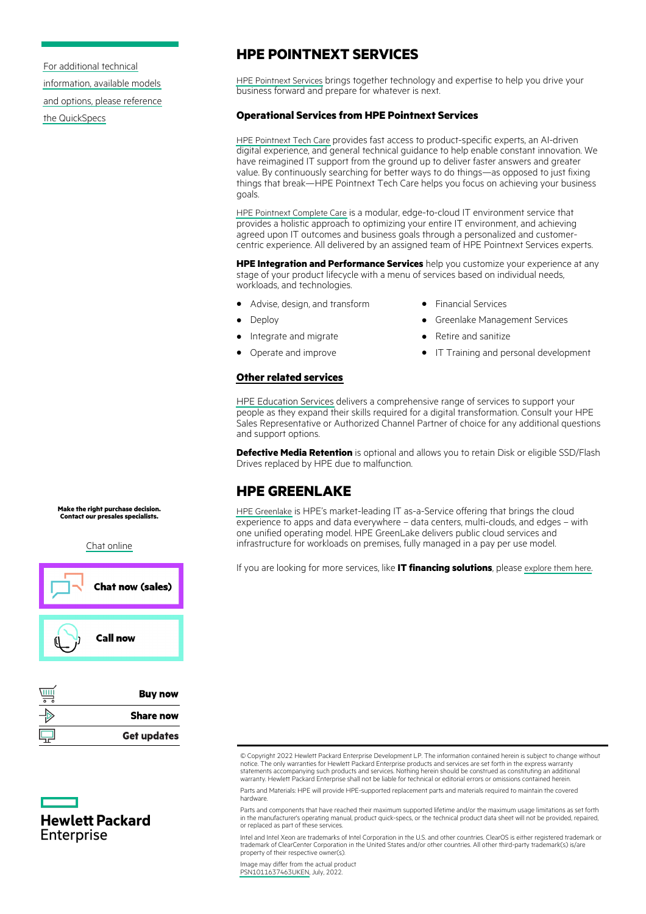For additional technical information, available models and options, please reference the QuickSpecs

# HPE POINTNEXT SERVICES

HPE Pointnext Services brings together technology and expertise to help you drive your business forward and prepare for whatever is next.

### Operational Services from HPE Pointnext Services

HPE Pointnext Tech Care provides fast access to product-specific experts, an AI-driven digital experience, and general technical guidance to help enable constant innovation. We have reimagined IT support from the ground up to deliver faster answers and greater value. By continuously searching for better ways to do things—as opposed to just fixing things that break—HPE Pointnext Tech Care helps you focus on achieving your business goals.

HPE Pointnext Complete Care is a modular, edge-to-cloud IT environment service that provides a holistic approach to optimizing your entire IT environment, and achieving agreed upon IT outcomes and business goals through a personalized and customer-centric experience. All delivered by an assigned team of HPE Pointnext Services experts.

**HPE Integration and Performance Services** help you customize your experience at any stage of your product lifecycle with a menu of services based on individual needs, workloads, and technologies.

- Advise, design, and transform
- Deploy
- Integrate and migrate
- Operate and improve
- Financial Services
- Greenlake Management Services
- Retire and sanitize
- IT Training and personal development

### Other related services

HPE Education Services delivers a comprehensive range of services to support your people as they expand their skills required for a digital transformation. Consult your HPE Sales Representative or Authorized Channel Partner of choice for any additional questions and support options.

**Defective Media Retention** is optional and allows you to retain Disk or eligible SSD/Flash Drives replaced by HPE due to malfunction.

# HPE GREENLAKE

HPE Greenlake is HPE's market-leading IT as-a-Service offering that brings the cloud experience to apps and data everywhere – data centers, multi-clouds, and edges – with one unified operating model. HPE GreenLake delivers public cloud services and infrastructure for workloads on premises, fully managed in a pay per use model.

If you are looking for more services, like **IT financing solutions**, please explore them here.

**Make the right purchase decision. Contact our presales specialists.**

Chat online

**Chat now (sales)**

**Call now**

**Buy now**

**Share now**

**Get updates**

© Copyright 2022 Hewlett Packard Enterprise Development LP. The information contained herein is subject to change without notice. The only warranties for Hewlett Packard Enterprise products and services are set forth in the express warranty statements accompanying such products and services. Nothing herein should be construed as constituting an additional warranty. Hewlett Packard Enterprise shall not be liable for technical or editorial errors or omissions contained herein.

Parts and Materials: HPE will provide HPE-supported replacement parts and materials required to maintain the covered hardware.

Parts and components that have reached their maximum supported lifetime and/or the maximum usage limitations as set forth in the manufacturer's operating manual, product quick-specs, or the technical product data sheet will not be provided, repaired, or replaced as part of these services.

Intel and Intel Xeon are trademarks of Intel Corporation in the U.S. and other countries. ClearOS is either registered trademark or trademark of ClearCenter Corporation in the United States and/or other countries. All other third-party trademark(s) is/are property of their respective owner(s).

Image may differ from the actual product

PSN1011637463UKEN, July, 2022.

Hewlett Packard Enterprise